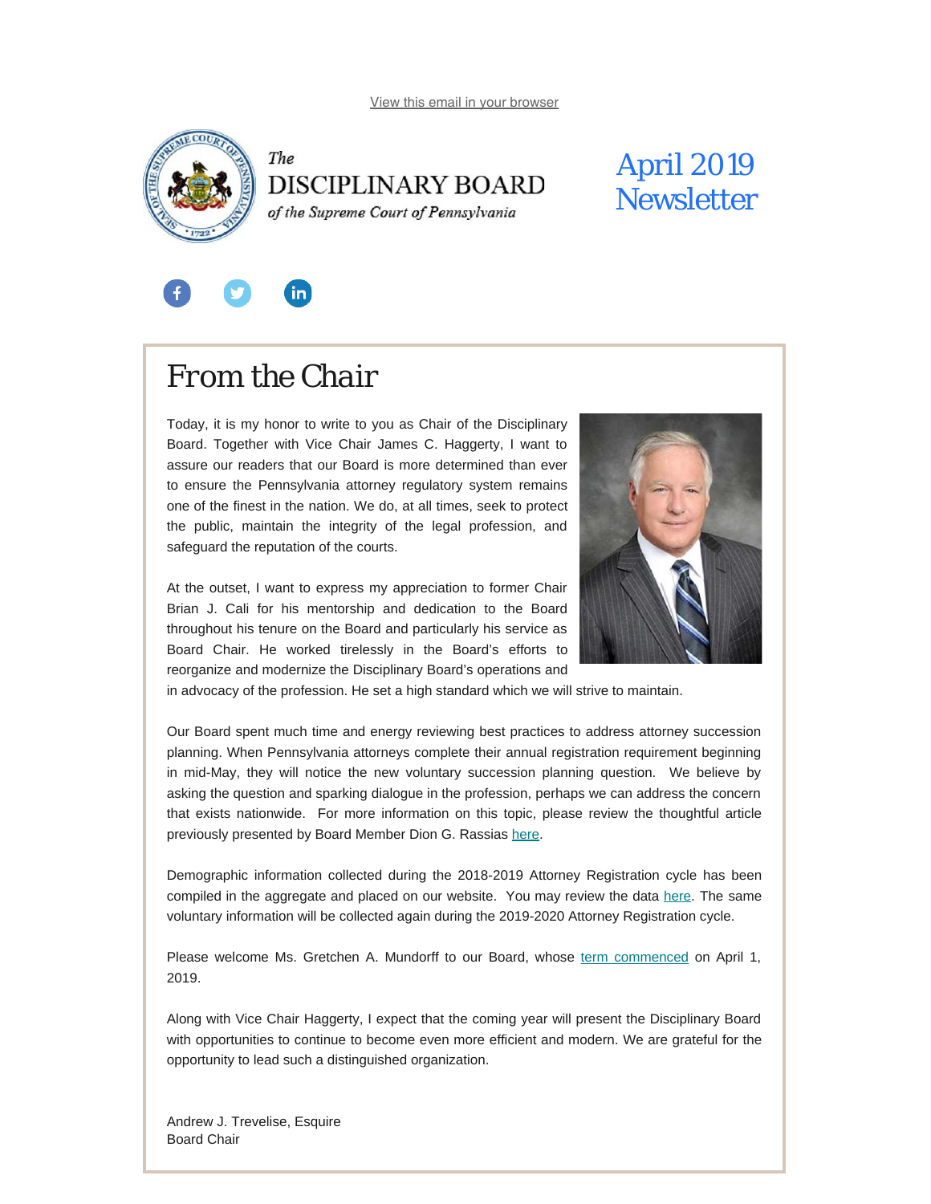View this email in your browser

The
DISCIPLINARY BOARD
*of the Supreme Court of Pennsylvania*

# April 2019 Newsletter

## From the Chair

Today, it is my honor to write to you as Chair of the Disciplinary Board. Together with Vice Chair James C. Haggerty, I want to assure our readers that our Board is more determined than ever to ensure the Pennsylvania attorney regulatory system remains one of the finest in the nation. We do, at all times, seek to protect the public, maintain the integrity of the legal profession, and safeguard the reputation of the courts.

At the outset, I want to express my appreciation to former Chair Brian J. Cali for his mentorship and dedication to the Board throughout his tenure on the Board and particularly his service as Board Chair. He worked tirelessly in the Board's efforts to reorganize and modernize the Disciplinary Board's operations and in advocacy of the profession. He set a high standard which we will strive to maintain.

Our Board spent much time and energy reviewing best practices to address attorney succession planning. When Pennsylvania attorneys complete their annual registration requirement beginning in mid-May, they will notice the new voluntary succession planning question. We believe by asking the question and sparking dialogue in the profession, perhaps we can address the concern that exists nationwide. For more information on this topic, please review the thoughtful article previously presented by Board Member Dion G. Rassias here.

Demographic information collected during the 2018-2019 Attorney Registration cycle has been compiled in the aggregate and placed on our website. You may review the data here. The same voluntary information will be collected again during the 2019-2020 Attorney Registration cycle.

Please welcome Ms. Gretchen A. Mundorff to our Board, whose term commenced on April 1, 2019.

Along with Vice Chair Haggerty, I expect that the coming year will present the Disciplinary Board with opportunities to continue to become even more efficient and modern. We are grateful for the opportunity to lead such a distinguished organization.

Andrew J. Trevelise, Esquire
Board Chair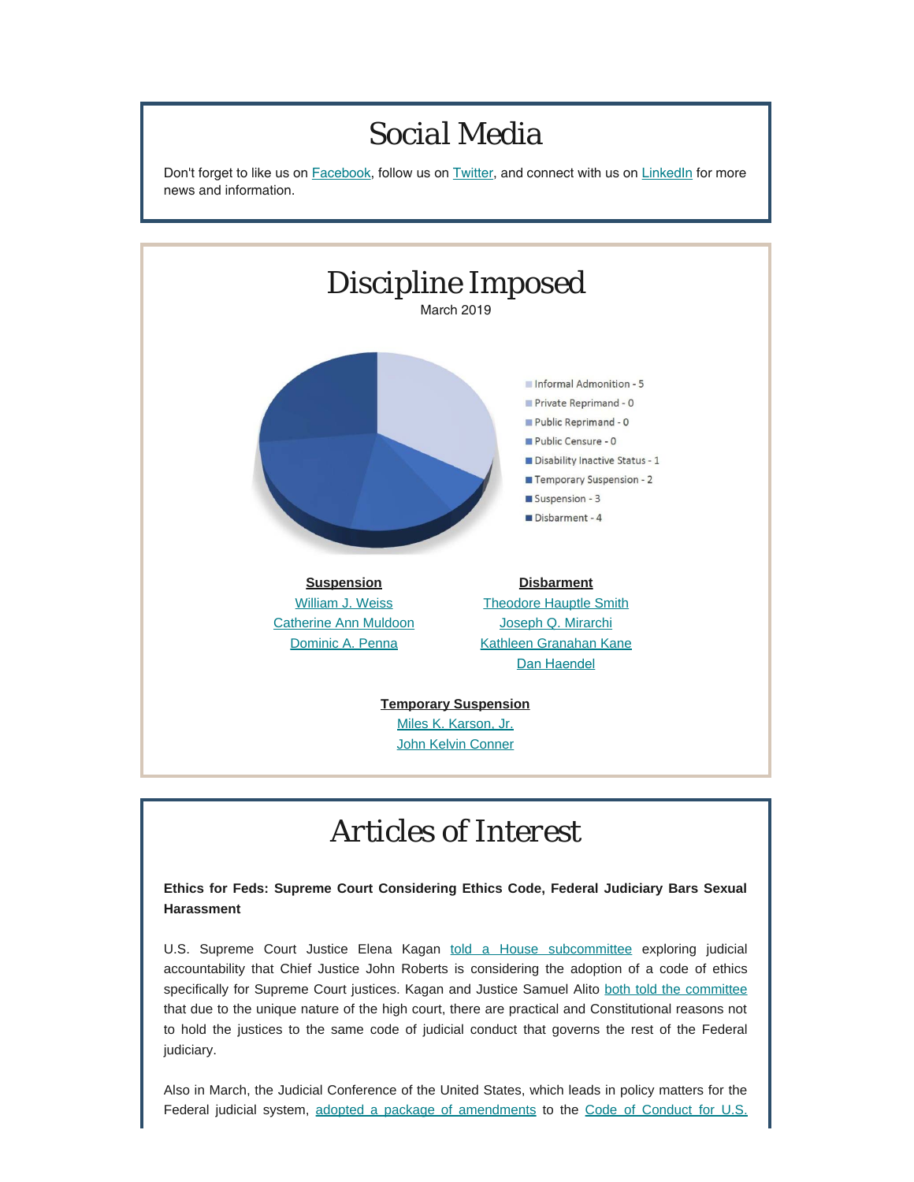# Social Media

Don't forget to like us on Facebook, follow us on Twitter, and connect with us on LinkedIn for more news and information.

# Discipline Imposed

March 2019

- Informal Admonition - 5
- Private Reprimand - 0
- Public Reprimand - 0
- Public Censure - 0
- Disability Inactive Status - 1
- Temporary Suspension - 2
- Suspension - 3
- Disbarment - 4

**Suspension**

William J. Weiss
Catherine Ann Muldoon
Dominic A. Penna

**Disbarment**

Theodore Hauptle Smith
Joseph Q. Mirarchi
Kathleen Granahan Kane
Dan Haendel

**Temporary Suspension**

Miles K. Karson, Jr.
John Kelvin Conner

# Articles of Interest

**Ethics for Feds: Supreme Court Considering Ethics Code, Federal Judiciary Bars Sexual Harassment**

U.S. Supreme Court Justice Elena Kagan told a House subcommittee exploring judicial accountability that Chief Justice John Roberts is considering the adoption of a code of ethics specifically for Supreme Court justices. Kagan and Justice Samuel Alito both told the committee that due to the unique nature of the high court, there are practical and Constitutional reasons not to hold the justices to the same code of judicial conduct that governs the rest of the Federal judiciary.

Also in March, the Judicial Conference of the United States, which leads in policy matters for the Federal judicial system, adopted a package of amendments to the Code of Conduct for U.S.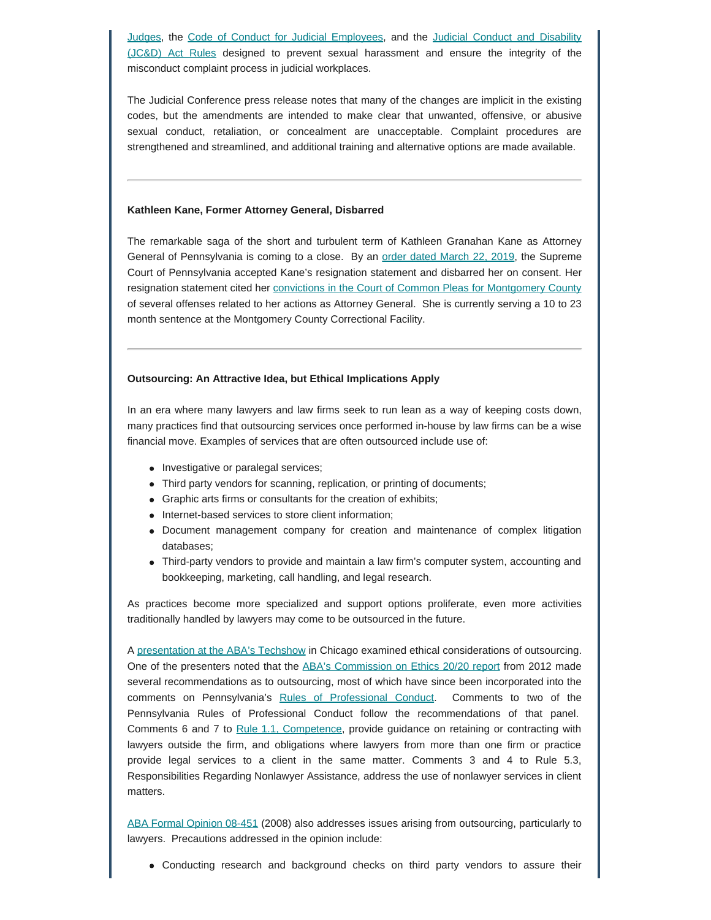Judges, the Code of Conduct for Judicial Employees, and the Judicial Conduct and Disability (JC&D) Act Rules designed to prevent sexual harassment and ensure the integrity of the misconduct complaint process in judicial workplaces.

The Judicial Conference press release notes that many of the changes are implicit in the existing codes, but the amendments are intended to make clear that unwanted, offensive, or abusive sexual conduct, retaliation, or concealment are unacceptable. Complaint procedures are strengthened and streamlined, and additional training and alternative options are made available.

---

**Kathleen Kane, Former Attorney General, Disbarred**

The remarkable saga of the short and turbulent term of Kathleen Granahan Kane as Attorney General of Pennsylvania is coming to a close. By an order dated March 22, 2019, the Supreme Court of Pennsylvania accepted Kane's resignation statement and disbarred her on consent. Her resignation statement cited her convictions in the Court of Common Pleas for Montgomery County of several offenses related to her actions as Attorney General. She is currently serving a 10 to 23 month sentence at the Montgomery County Correctional Facility.

---

**Outsourcing: An Attractive Idea, but Ethical Implications Apply**

In an era where many lawyers and law firms seek to run lean as a way of keeping costs down, many practices find that outsourcing services once performed in-house by law firms can be a wise financial move. Examples of services that are often outsourced include use of:

- Investigative or paralegal services;
- Third party vendors for scanning, replication, or printing of documents;
- Graphic arts firms or consultants for the creation of exhibits;
- Internet-based services to store client information;
- Document management company for creation and maintenance of complex litigation databases;
- Third-party vendors to provide and maintain a law firm's computer system, accounting and bookkeeping, marketing, call handling, and legal research.

As practices become more specialized and support options proliferate, even more activities traditionally handled by lawyers may come to be outsourced in the future.

A presentation at the ABA's Techshow in Chicago examined ethical considerations of outsourcing. One of the presenters noted that the ABA's Commission on Ethics 20/20 report from 2012 made several recommendations as to outsourcing, most of which have since been incorporated into the comments on Pennsylvania's Rules of Professional Conduct. Comments to two of the Pennsylvania Rules of Professional Conduct follow the recommendations of that panel. Comments 6 and 7 to Rule 1.1, Competence, provide guidance on retaining or contracting with lawyers outside the firm, and obligations where lawyers from more than one firm or practice provide legal services to a client in the same matter. Comments 3 and 4 to Rule 5.3, Responsibilities Regarding Nonlawyer Assistance, address the use of nonlawyer services in client matters.

ABA Formal Opinion 08-451 (2008) also addresses issues arising from outsourcing, particularly to lawyers. Precautions addressed in the opinion include:

- Conducting research and background checks on third party vendors to assure their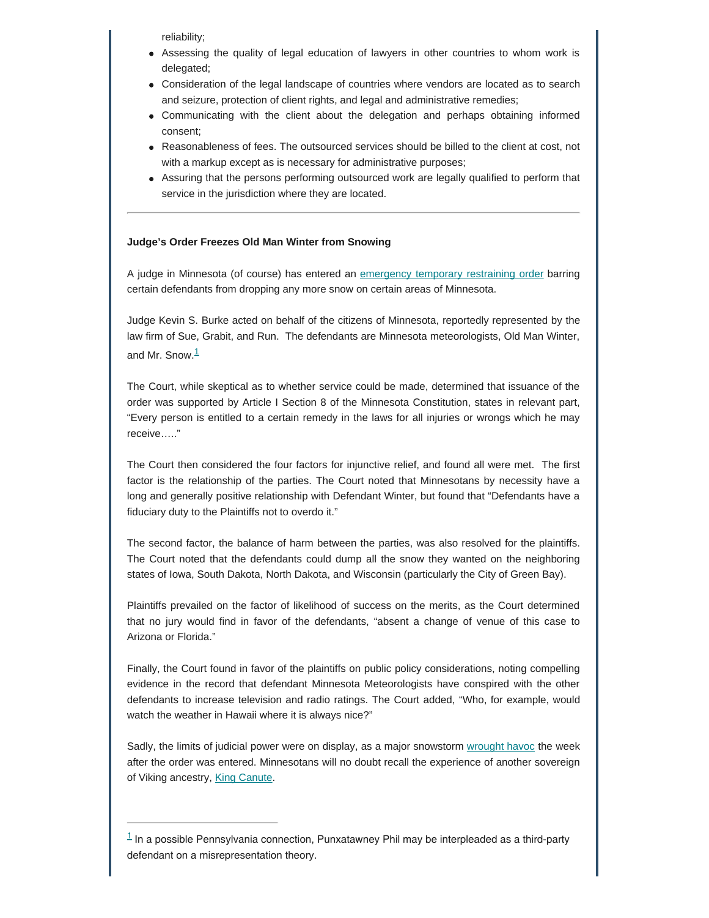reliability;

- Assessing the quality of legal education of lawyers in other countries to whom work is delegated;
- Consideration of the legal landscape of countries where vendors are located as to search and seizure, protection of client rights, and legal and administrative remedies;
- Communicating with the client about the delegation and perhaps obtaining informed consent;
- Reasonableness of fees. The outsourced services should be billed to the client at cost, not with a markup except as is necessary for administrative purposes;
- Assuring that the persons performing outsourced work are legally qualified to perform that service in the jurisdiction where they are located.

---

**Judge's Order Freezes Old Man Winter from Snowing**

A judge in Minnesota (of course) has entered an emergency temporary restraining order barring certain defendants from dropping any more snow on certain areas of Minnesota.

Judge Kevin S. Burke acted on behalf of the citizens of Minnesota, reportedly represented by the law firm of Sue, Grabit, and Run. The defendants are Minnesota meteorologists, Old Man Winter, and Mr. Snow.[1]

The Court, while skeptical as to whether service could be made, determined that issuance of the order was supported by Article I Section 8 of the Minnesota Constitution, states in relevant part, "Every person is entitled to a certain remedy in the laws for all injuries or wrongs which he may receive….."

The Court then considered the four factors for injunctive relief, and found all were met. The first factor is the relationship of the parties. The Court noted that Minnesotans by necessity have a long and generally positive relationship with Defendant Winter, but found that "Defendants have a fiduciary duty to the Plaintiffs not to overdo it."

The second factor, the balance of harm between the parties, was also resolved for the plaintiffs. The Court noted that the defendants could dump all the snow they wanted on the neighboring states of Iowa, South Dakota, North Dakota, and Wisconsin (particularly the City of Green Bay).

Plaintiffs prevailed on the factor of likelihood of success on the merits, as the Court determined that no jury would find in favor of the defendants, "absent a change of venue of this case to Arizona or Florida."

Finally, the Court found in favor of the plaintiffs on public policy considerations, noting compelling evidence in the record that defendant Minnesota Meteorologists have conspired with the other defendants to increase television and radio ratings. The Court added, "Who, for example, would watch the weather in Hawaii where it is always nice?"

Sadly, the limits of judicial power were on display, as a major snowstorm wrought havoc the week after the order was entered. Minnesotans will no doubt recall the experience of another sovereign of Viking ancestry, King Canute.

---

[1] In a possible Pennsylvania connection, Punxatawney Phil may be interpleaded as a third-party defendant on a misrepresentation theory.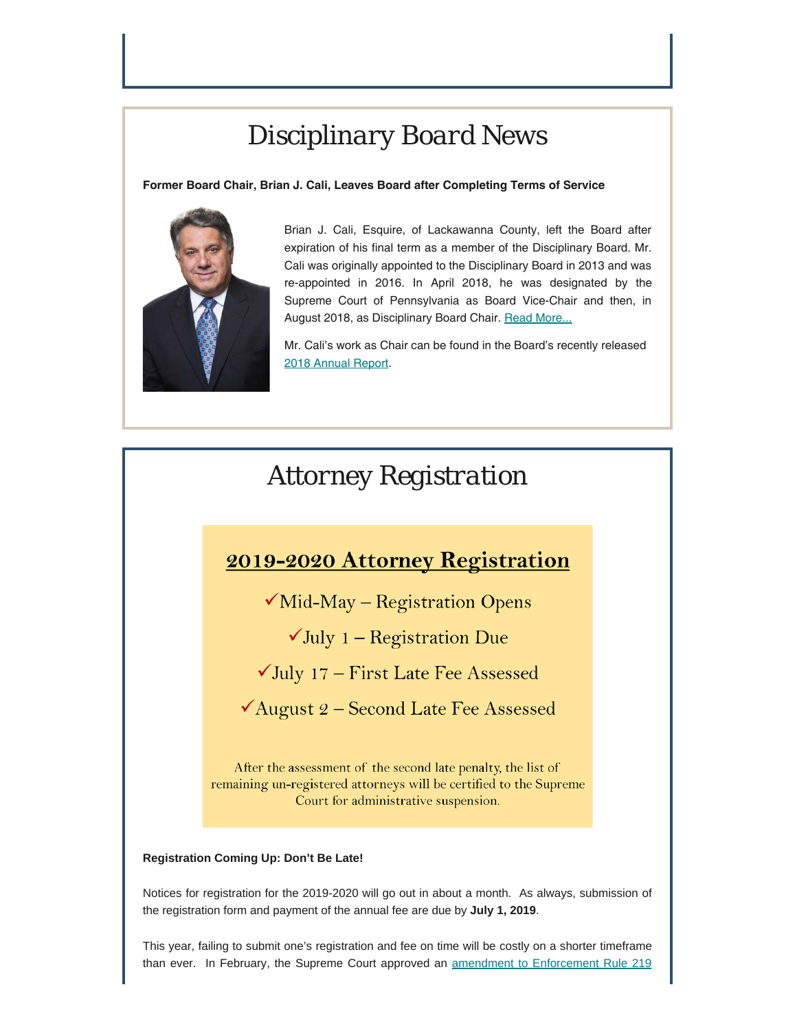# Disciplinary Board News

**Former Board Chair, Brian J. Cali, Leaves Board after Completing Terms of Service**

Brian J. Cali, Esquire, of Lackawanna County, left the Board after expiration of his final term as a member of the Disciplinary Board. Mr. Cali was originally appointed to the Disciplinary Board in 2013 and was re-appointed in 2016. In April 2018, he was designated by the Supreme Court of Pennsylvania as Board Vice-Chair and then, in August 2018, as Disciplinary Board Chair. [Read More...]

Mr. Cali's work as Chair can be found in the Board's recently released [2018 Annual Report].

# Attorney Registration

## 2019-2020 Attorney Registration

- ✓Mid-May – Registration Opens
- ✓July 1 – Registration Due
- ✓July 17 – First Late Fee Assessed
- ✓August 2 – Second Late Fee Assessed

After the assessment of the second late penalty, the list of remaining un-registered attorneys will be certified to the Supreme Court for administrative suspension.

**Registration Coming Up: Don't Be Late!**

Notices for registration for the 2019-2020 will go out in about a month. As always, submission of the registration form and payment of the annual fee are due by **July 1, 2019**.

This year, failing to submit one's registration and fee on time will be costly on a shorter timeframe than ever. In February, the Supreme Court approved an [amendment to Enforcement Rule 219]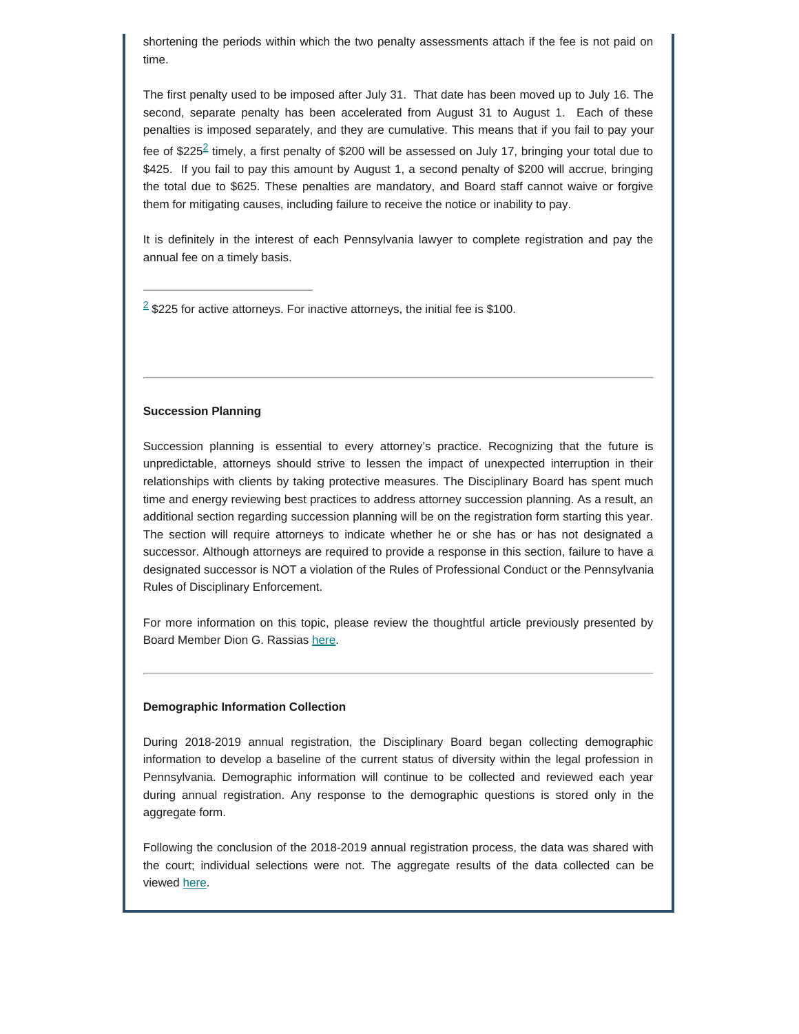shortening the periods within which the two penalty assessments attach if the fee is not paid on time.

The first penalty used to be imposed after July 31. That date has been moved up to July 16. The second, separate penalty has been accelerated from August 31 to August 1. Each of these penalties is imposed separately, and they are cumulative. This means that if you fail to pay your fee of $225[2] timely, a first penalty of $200 will be assessed on July 17, bringing your total due to $425. If you fail to pay this amount by August 1, a second penalty of $200 will accrue, bringing the total due to $625. These penalties are mandatory, and Board staff cannot waive or forgive them for mitigating causes, including failure to receive the notice or inability to pay.

It is definitely in the interest of each Pennsylvania lawyer to complete registration and pay the annual fee on a timely basis.

---

[2] $225 for active attorneys. For inactive attorneys, the initial fee is $100.

---

**Succession Planning**

Succession planning is essential to every attorney's practice. Recognizing that the future is unpredictable, attorneys should strive to lessen the impact of unexpected interruption in their relationships with clients by taking protective measures. The Disciplinary Board has spent much time and energy reviewing best practices to address attorney succession planning. As a result, an additional section regarding succession planning will be on the registration form starting this year. The section will require attorneys to indicate whether he or she has or has not designated a successor. Although attorneys are required to provide a response in this section, failure to have a designated successor is NOT a violation of the Rules of Professional Conduct or the Pennsylvania Rules of Disciplinary Enforcement.

For more information on this topic, please review the thoughtful article previously presented by Board Member Dion G. Rassias here.

---

**Demographic Information Collection**

During 2018-2019 annual registration, the Disciplinary Board began collecting demographic information to develop a baseline of the current status of diversity within the legal profession in Pennsylvania. Demographic information will continue to be collected and reviewed each year during annual registration. Any response to the demographic questions is stored only in the aggregate form.

Following the conclusion of the 2018-2019 annual registration process, the data was shared with the court; individual selections were not. The aggregate results of the data collected can be viewed here.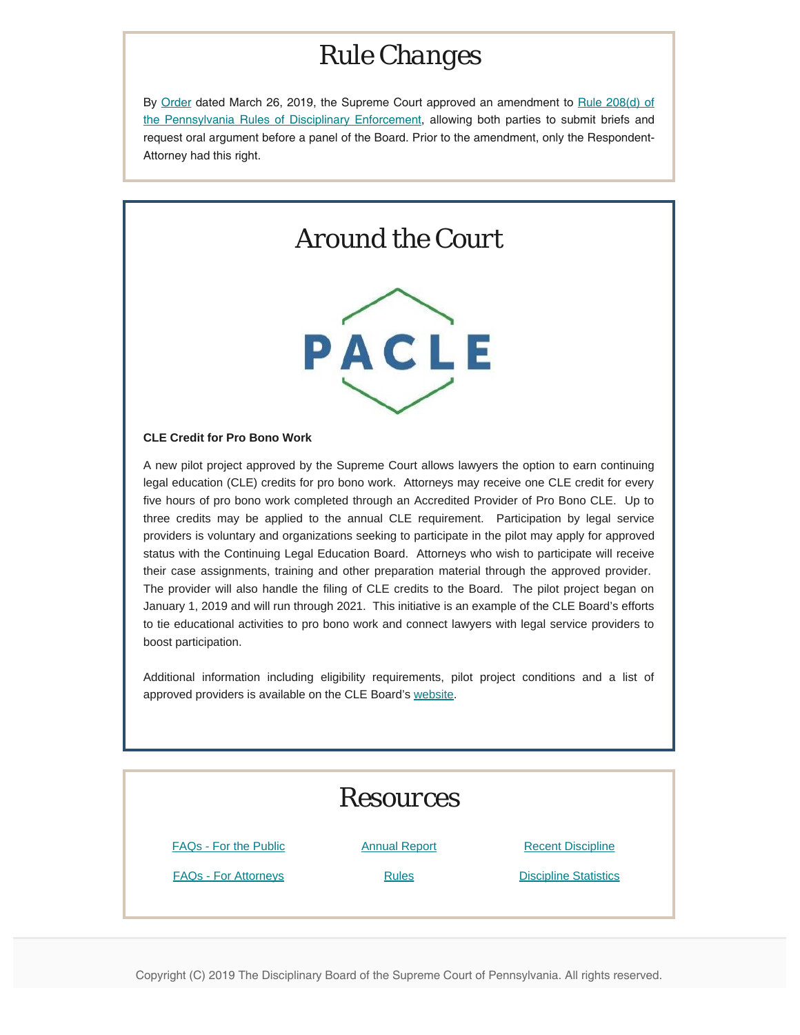# Rule Changes

By Order dated March 26, 2019, the Supreme Court approved an amendment to Rule 208(d) of the Pennsylvania Rules of Disciplinary Enforcement, allowing both parties to submit briefs and request oral argument before a panel of the Board. Prior to the amendment, only the Respondent-Attorney had this right.

# Around the Court

PACLE

**CLE Credit for Pro Bono Work**

A new pilot project approved by the Supreme Court allows lawyers the option to earn continuing legal education (CLE) credits for pro bono work. Attorneys may receive one CLE credit for every five hours of pro bono work completed through an Accredited Provider of Pro Bono CLE. Up to three credits may be applied to the annual CLE requirement. Participation by legal service providers is voluntary and organizations seeking to participate in the pilot may apply for approved status with the Continuing Legal Education Board. Attorneys who wish to participate will receive their case assignments, training and other preparation material through the approved provider. The provider will also handle the filing of CLE credits to the Board. The pilot project began on January 1, 2019 and will run through 2021. This initiative is an example of the CLE Board's efforts to tie educational activities to pro bono work and connect lawyers with legal service providers to boost participation.

Additional information including eligibility requirements, pilot project conditions and a list of approved providers is available on the CLE Board's website.

# Resources

| | | |
|---|---|---|
| FAQs - For the Public | Annual Report | Recent Discipline |
| FAQs - For Attorneys | Rules | Discipline Statistics |

Copyright (C) 2019 The Disciplinary Board of the Supreme Court of Pennsylvania. All rights reserved.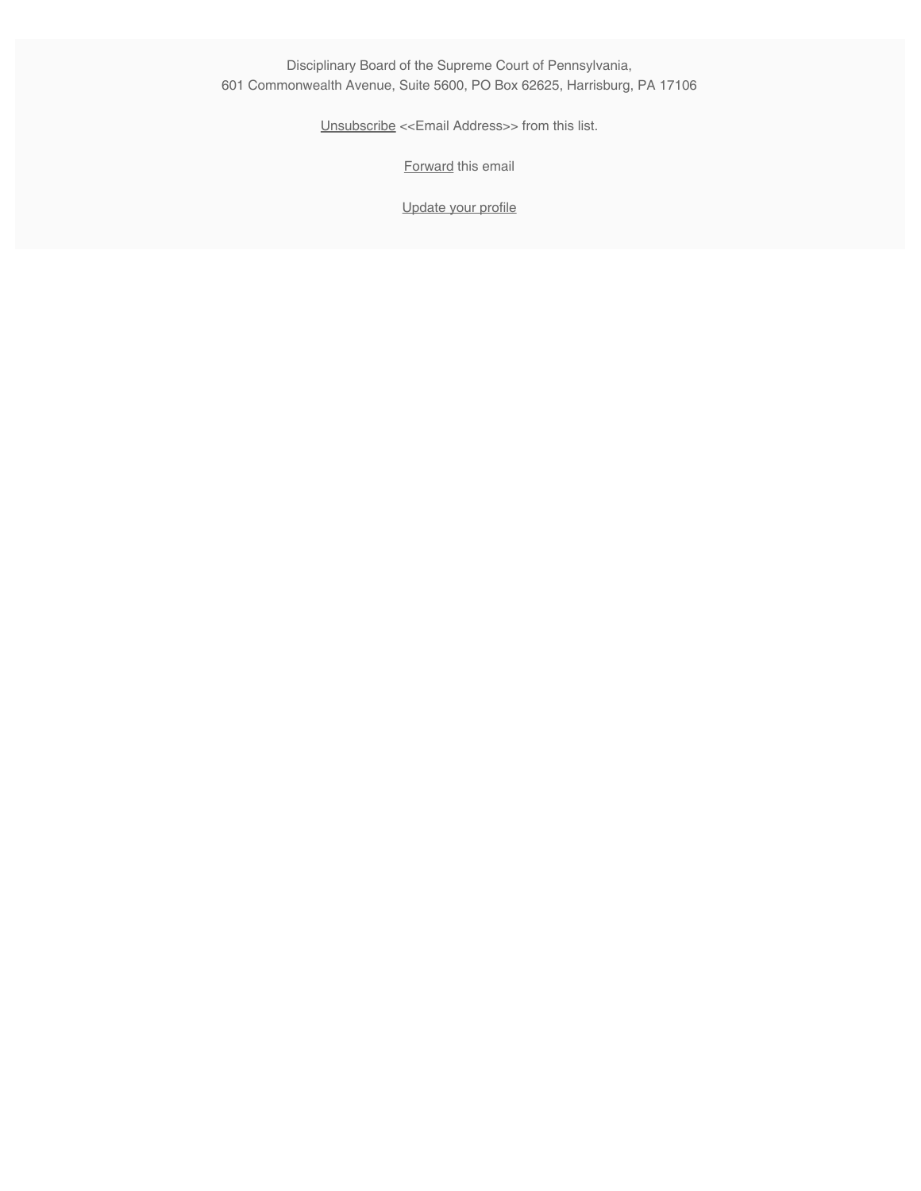Disciplinary Board of the Supreme Court of Pennsylvania,
601 Commonwealth Avenue, Suite 5600, PO Box 62625, Harrisburg, PA 17106

Unsubscribe <<Email Address>> from this list.

Forward this email

Update your profile